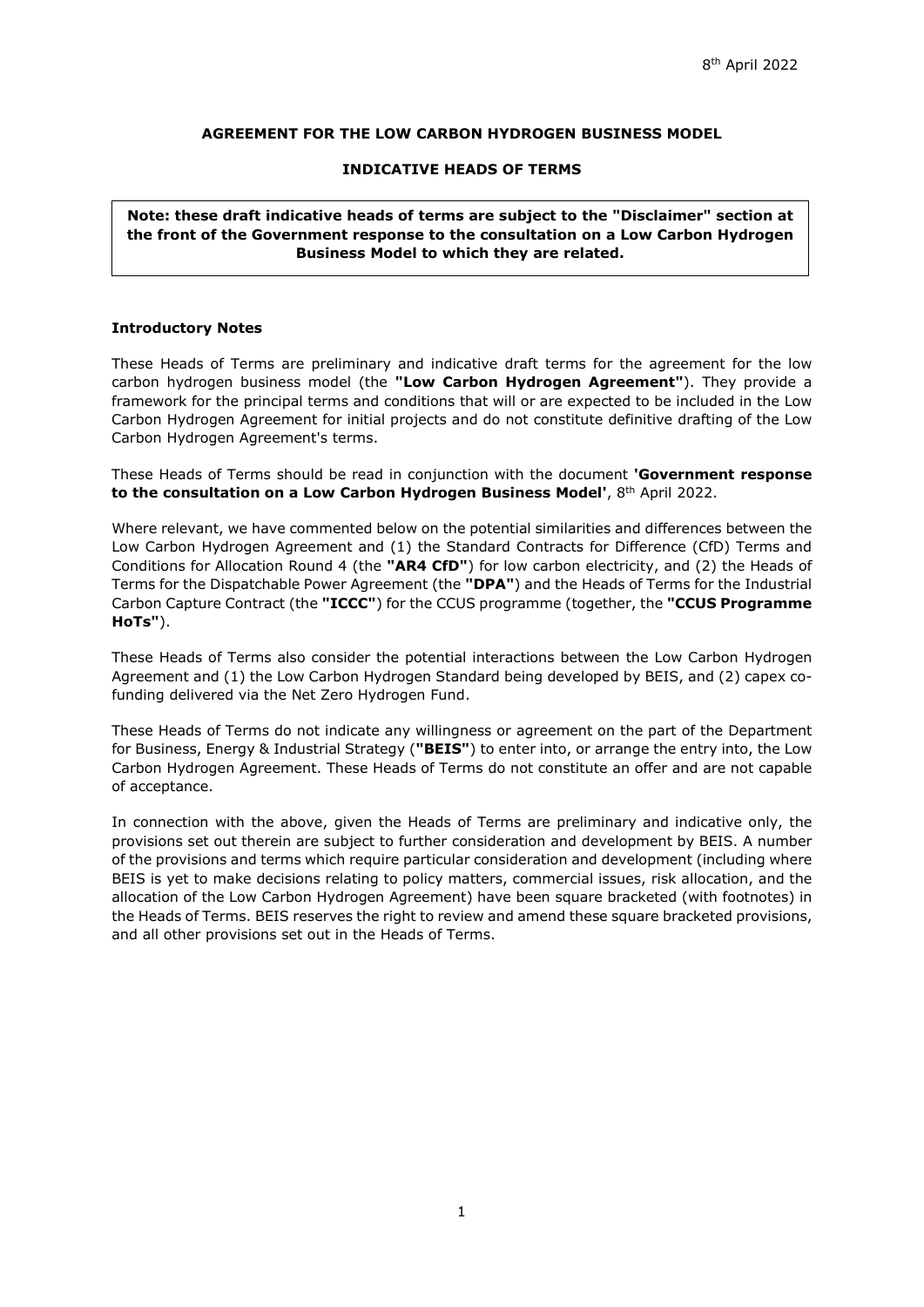8th April 2022

**AGREEMENT FOR THE LOW CARBON HYDROGEN BUSINESS MODEL**

**INDICATIVE HEADS OF TERMS**

> **Note: these draft indicative heads of terms are subject to the "Disclaimer" section at the front of the Government response to the consultation on a Low Carbon Hydrogen Business Model to which they are related.**

**Introductory Notes**

These Heads of Terms are preliminary and indicative draft terms for the agreement for the low carbon hydrogen business model (the **"Low Carbon Hydrogen Agreement"**). They provide a framework for the principal terms and conditions that will or are expected to be included in the Low Carbon Hydrogen Agreement for initial projects and do not constitute definitive drafting of the Low Carbon Hydrogen Agreement's terms.

These Heads of Terms should be read in conjunction with the document **'Government response to the consultation on a Low Carbon Hydrogen Business Model'**, 8th April 2022.

Where relevant, we have commented below on the potential similarities and differences between the Low Carbon Hydrogen Agreement and (1) the Standard Contracts for Difference (CfD) Terms and Conditions for Allocation Round 4 (the **"AR4 CfD"**) for low carbon electricity, and (2) the Heads of Terms for the Dispatchable Power Agreement (the **"DPA"**) and the Heads of Terms for the Industrial Carbon Capture Contract (the **"ICCC"**) for the CCUS programme (together, the **"CCUS Programme HoTs"**).

These Heads of Terms also consider the potential interactions between the Low Carbon Hydrogen Agreement and (1) the Low Carbon Hydrogen Standard being developed by BEIS, and (2) capex co-funding delivered via the Net Zero Hydrogen Fund.

These Heads of Terms do not indicate any willingness or agreement on the part of the Department for Business, Energy & Industrial Strategy (**"BEIS"**) to enter into, or arrange the entry into, the Low Carbon Hydrogen Agreement. These Heads of Terms do not constitute an offer and are not capable of acceptance.

In connection with the above, given the Heads of Terms are preliminary and indicative only, the provisions set out therein are subject to further consideration and development by BEIS. A number of the provisions and terms which require particular consideration and development (including where BEIS is yet to make decisions relating to policy matters, commercial issues, risk allocation, and the allocation of the Low Carbon Hydrogen Agreement) have been square bracketed (with footnotes) in the Heads of Terms. BEIS reserves the right to review and amend these square bracketed provisions, and all other provisions set out in the Heads of Terms.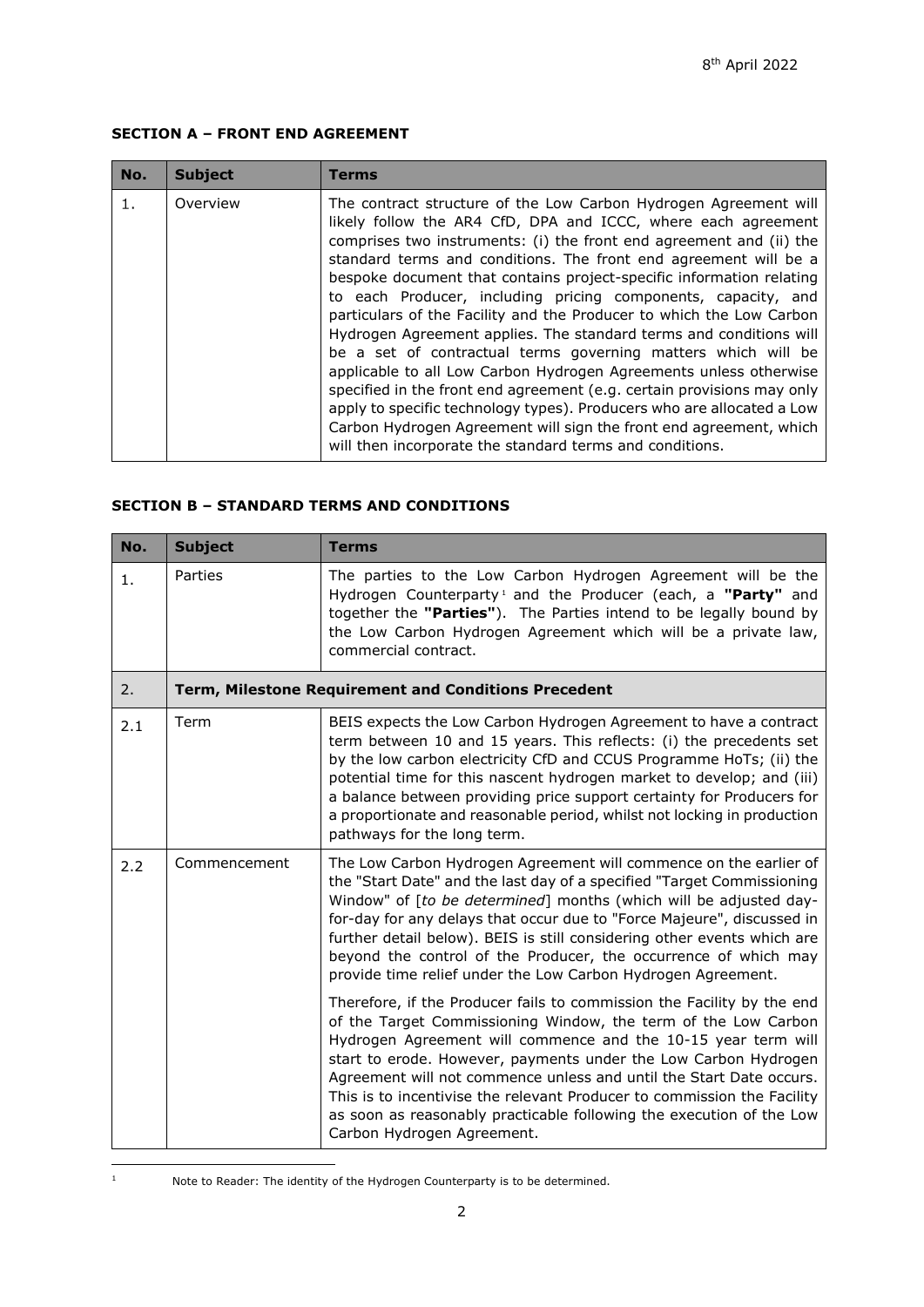## SECTION A – FRONT END AGREEMENT

| No. | Subject | Terms |
|---|---|---|
| 1. | Overview | The contract structure of the Low Carbon Hydrogen Agreement will likely follow the AR4 CfD, DPA and ICCC, where each agreement comprises two instruments: (i) the front end agreement and (ii) the standard terms and conditions. The front end agreement will be a bespoke document that contains project-specific information relating to each Producer, including pricing components, capacity, and particulars of the Facility and the Producer to which the Low Carbon Hydrogen Agreement applies. The standard terms and conditions will be a set of contractual terms governing matters which will be applicable to all Low Carbon Hydrogen Agreements unless otherwise specified in the front end agreement (e.g. certain provisions may only apply to specific technology types). Producers who are allocated a Low Carbon Hydrogen Agreement will sign the front end agreement, which will then incorporate the standard terms and conditions. |

## SECTION B – STANDARD TERMS AND CONDITIONS

| No. | Subject | Terms |
|---|---|---|
| 1. | Parties | The parties to the Low Carbon Hydrogen Agreement will be the Hydrogen Counterparty[1] and the Producer (each, a **"Party"** and together the **"Parties"**). The Parties intend to be legally bound by the Low Carbon Hydrogen Agreement which will be a private law, commercial contract. |
| 2. | **Term, Milestone Requirement and Conditions Precedent** | |
| 2.1 | Term | BEIS expects the Low Carbon Hydrogen Agreement to have a contract term between 10 and 15 years. This reflects: (i) the precedents set by the low carbon electricity CfD and CCUS Programme HoTs; (ii) the potential time for this nascent hydrogen market to develop; and (iii) a balance between providing price support certainty for Producers for a proportionate and reasonable period, whilst not locking in production pathways for the long term. |
| 2.2 | Commencement | The Low Carbon Hydrogen Agreement will commence on the earlier of the "Start Date" and the last day of a specified "Target Commissioning Window" of [*to be determined*] months (which will be adjusted day-for-day for any delays that occur due to "Force Majeure", discussed in further detail below). BEIS is still considering other events which are beyond the control of the Producer, the occurrence of which may provide time relief under the Low Carbon Hydrogen Agreement.<br><br>Therefore, if the Producer fails to commission the Facility by the end of the Target Commissioning Window, the term of the Low Carbon Hydrogen Agreement will commence and the 10-15 year term will start to erode. However, payments under the Low Carbon Hydrogen Agreement will not commence unless and until the Start Date occurs. This is to incentivise the relevant Producer to commission the Facility as soon as reasonably practicable following the execution of the Low Carbon Hydrogen Agreement. |

[1] Note to Reader: The identity of the Hydrogen Counterparty is to be determined.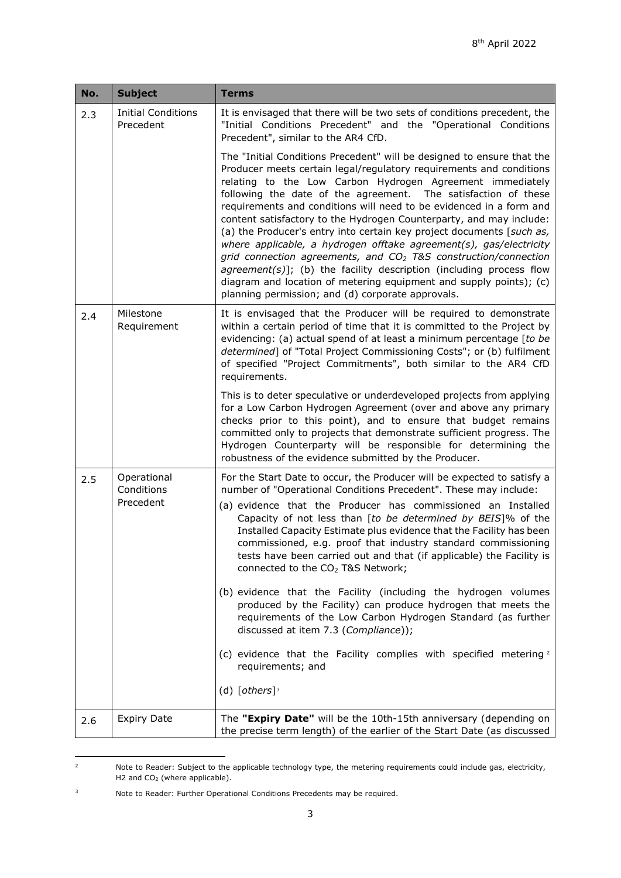| No. | Subject | Terms |
|---|---|---|
| 2.3 | Initial Conditions Precedent | It is envisaged that there will be two sets of conditions precedent, the "Initial Conditions Precedent" and the "Operational Conditions Precedent", similar to the AR4 CfD.<br><br>The "Initial Conditions Precedent" will be designed to ensure that the Producer meets certain legal/regulatory requirements and conditions relating to the Low Carbon Hydrogen Agreement immediately following the date of the agreement. The satisfaction of these requirements and conditions will need to be evidenced in a form and content satisfactory to the Hydrogen Counterparty, and may include: (a) the Producer's entry into certain key project documents [*such as, where applicable, a hydrogen offtake agreement(s), gas/electricity grid connection agreements, and $CO_2$ T&S construction/connection agreement(s)*]; (b) the facility description (including process flow diagram and location of metering equipment and supply points); (c) planning permission; and (d) corporate approvals. |
| 2.4 | Milestone Requirement | It is envisaged that the Producer will be required to demonstrate within a certain period of time that it is committed to the Project by evidencing: (a) actual spend of at least a minimum percentage [*to be determined*] of "Total Project Commissioning Costs"; or (b) fulfilment of specified "Project Commitments", both similar to the AR4 CfD requirements.<br><br>This is to deter speculative or underdeveloped projects from applying for a Low Carbon Hydrogen Agreement (over and above any primary checks prior to this point), and to ensure that budget remains committed only to projects that demonstrate sufficient progress. The Hydrogen Counterparty will be responsible for determining the robustness of the evidence submitted by the Producer. |
| 2.5 | Operational Conditions Precedent | For the Start Date to occur, the Producer will be expected to satisfy a number of "Operational Conditions Precedent". These may include:<br><br>(a) evidence that the Producer has commissioned an Installed Capacity of not less than [*to be determined by BEIS*]% of the Installed Capacity Estimate plus evidence that the Facility has been commissioned, e.g. proof that industry standard commissioning tests have been carried out and that (if applicable) the Facility is connected to the $CO_2$ T&S Network;<br><br>(b) evidence that the Facility (including the hydrogen volumes produced by the Facility) can produce hydrogen that meets the requirements of the Low Carbon Hydrogen Standard (as further discussed at item 7.3 (*Compliance*));<br><br>(c) evidence that the Facility complies with specified metering [2] requirements; and<br><br>(d) [*others*][3] |
| 2.6 | Expiry Date | The **"Expiry Date"** will be the 10th-15th anniversary (depending on the precise term length) of the earlier of the Start Date (as discussed |

[2] Note to Reader: Subject to the applicable technology type, the metering requirements could include gas, electricity, H2 and $CO_2$ (where applicable).

[3] Note to Reader: Further Operational Conditions Precedents may be required.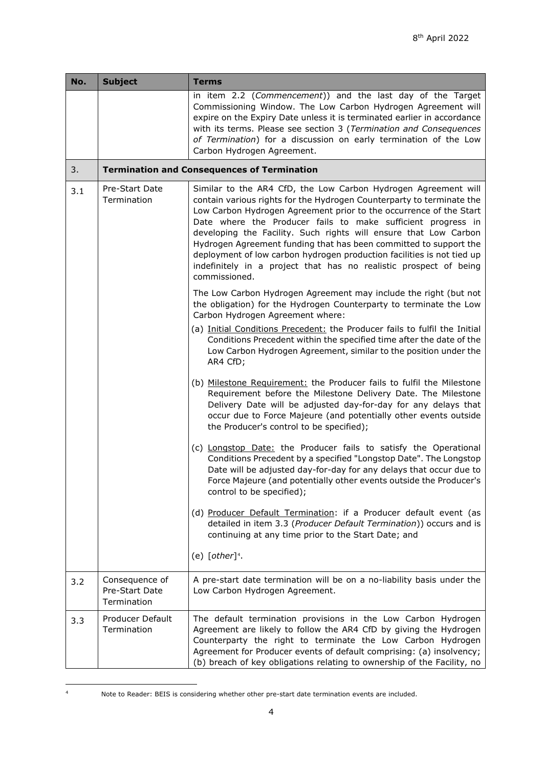| No. | Subject | Terms |
|---|---|---|
| | | in item 2.2 (*Commencement*)) and the last day of the Target Commissioning Window. The Low Carbon Hydrogen Agreement will expire on the Expiry Date unless it is terminated earlier in accordance with its terms. Please see section 3 (*Termination and Consequences of Termination*) for a discussion on early termination of the Low Carbon Hydrogen Agreement. |
| 3. | **Termination and Consequences of Termination** | |
| 3.1 | Pre-Start Date Termination | Similar to the AR4 CfD, the Low Carbon Hydrogen Agreement will contain various rights for the Hydrogen Counterparty to terminate the Low Carbon Hydrogen Agreement prior to the occurrence of the Start Date where the Producer fails to make sufficient progress in developing the Facility. Such rights will ensure that Low Carbon Hydrogen Agreement funding that has been committed to support the deployment of low carbon hydrogen production facilities is not tied up indefinitely in a project that has no realistic prospect of being commissioned.<br><br>The Low Carbon Hydrogen Agreement may include the right (but not the obligation) for the Hydrogen Counterparty to terminate the Low Carbon Hydrogen Agreement where:<br>(a) <u>Initial Conditions Precedent:</u> the Producer fails to fulfil the Initial Conditions Precedent within the specified time after the date of the Low Carbon Hydrogen Agreement, similar to the position under the AR4 CfD;<br><br>(b) <u>Milestone Requirement:</u> the Producer fails to fulfil the Milestone Requirement before the Milestone Delivery Date. The Milestone Delivery Date will be adjusted day-for-day for any delays that occur due to Force Majeure (and potentially other events outside the Producer's control to be specified);<br><br>(c) <u>Longstop Date:</u> the Producer fails to satisfy the Operational Conditions Precedent by a specified "Longstop Date". The Longstop Date will be adjusted day-for-day for any delays that occur due to Force Majeure (and potentially other events outside the Producer's control to be specified);<br><br>(d) <u>Producer Default Termination</u>: if a Producer default event (as detailed in item 3.3 (*Producer Default Termination*)) occurs and is continuing at any time prior to the Start Date; and<br><br>(e) [*other*][4]. |
| 3.2 | Consequence of Pre-Start Date Termination | A pre-start date termination will be on a no-liability basis under the Low Carbon Hydrogen Agreement. |
| 3.3 | Producer Default Termination | The default termination provisions in the Low Carbon Hydrogen Agreement are likely to follow the AR4 CfD by giving the Hydrogen Counterparty the right to terminate the Low Carbon Hydrogen Agreement for Producer events of default comprising: (a) insolvency; (b) breach of key obligations relating to ownership of the Facility, no |

[4] Note to Reader: BEIS is considering whether other pre-start date termination events are included.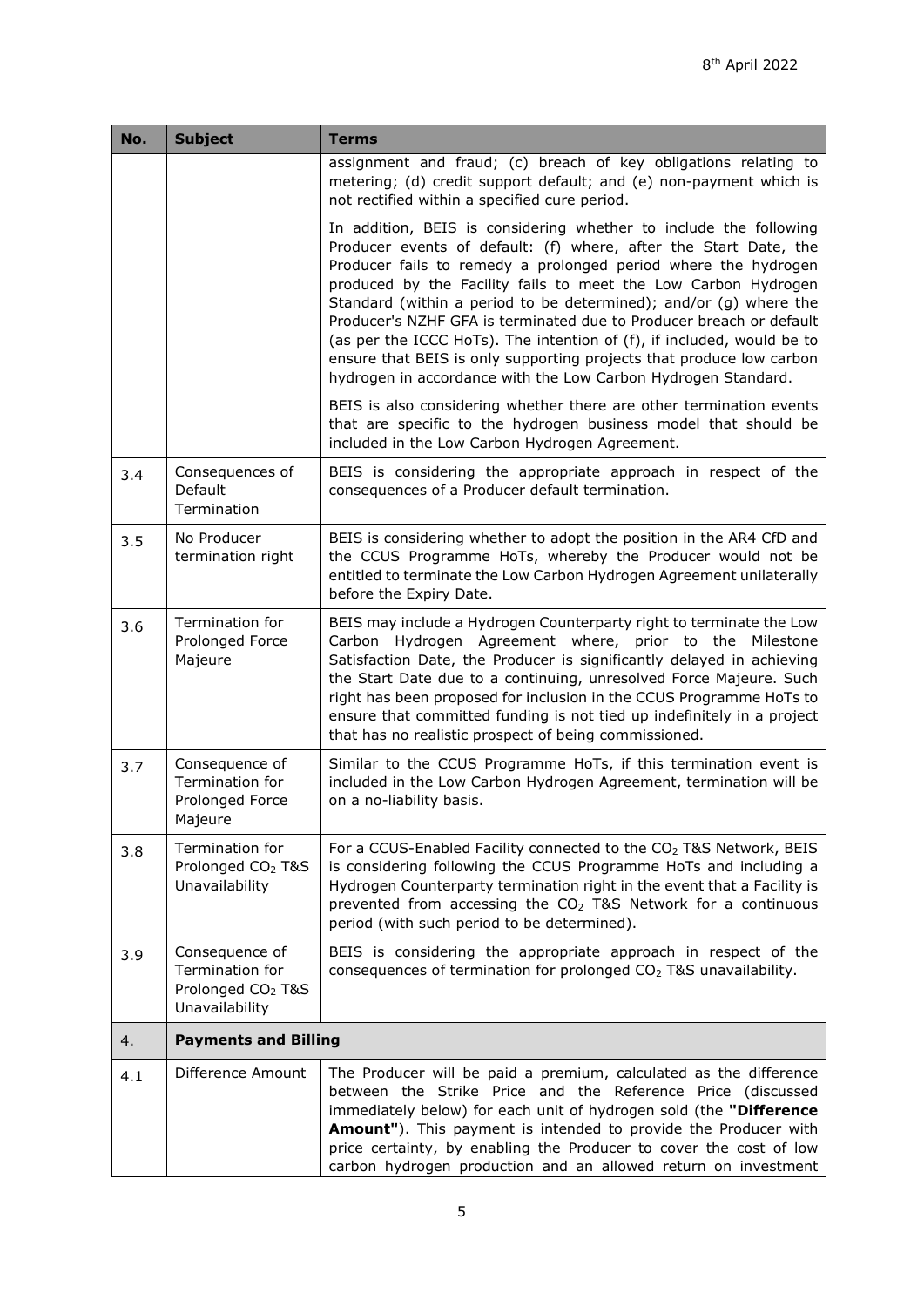| No. | Subject | Terms |
|---|---|---|
| | | assignment and fraud; (c) breach of key obligations relating to metering; (d) credit support default; and (e) non-payment which is not rectified within a specified cure period.<br><br>In addition, BEIS is considering whether to include the following Producer events of default: (f) where, after the Start Date, the Producer fails to remedy a prolonged period where the hydrogen produced by the Facility fails to meet the Low Carbon Hydrogen Standard (within a period to be determined); and/or (g) where the Producer's NZHF GFA is terminated due to Producer breach or default (as per the ICCC HoTs). The intention of (f), if included, would be to ensure that BEIS is only supporting projects that produce low carbon hydrogen in accordance with the Low Carbon Hydrogen Standard.<br><br>BEIS is also considering whether there are other termination events that are specific to the hydrogen business model that should be included in the Low Carbon Hydrogen Agreement. |
| 3.4 | Consequences of Default Termination | BEIS is considering the appropriate approach in respect of the consequences of a Producer default termination. |
| 3.5 | No Producer termination right | BEIS is considering whether to adopt the position in the AR4 CfD and the CCUS Programme HoTs, whereby the Producer would not be entitled to terminate the Low Carbon Hydrogen Agreement unilaterally before the Expiry Date. |
| 3.6 | Termination for Prolonged Force Majeure | BEIS may include a Hydrogen Counterparty right to terminate the Low Carbon Hydrogen Agreement where, prior to the Milestone Satisfaction Date, the Producer is significantly delayed in achieving the Start Date due to a continuing, unresolved Force Majeure. Such right has been proposed for inclusion in the CCUS Programme HoTs to ensure that committed funding is not tied up indefinitely in a project that has no realistic prospect of being commissioned. |
| 3.7 | Consequence of Termination for Prolonged Force Majeure | Similar to the CCUS Programme HoTs, if this termination event is included in the Low Carbon Hydrogen Agreement, termination will be on a no-liability basis. |
| 3.8 | Termination for Prolonged $CO_2$ T&S Unavailability | For a CCUS-Enabled Facility connected to the $CO_2$ T&S Network, BEIS is considering following the CCUS Programme HoTs and including a Hydrogen Counterparty termination right in the event that a Facility is prevented from accessing the $CO_2$ T&S Network for a continuous period (with such period to be determined). |
| 3.9 | Consequence of Termination for Prolonged $CO_2$ T&S Unavailability | BEIS is considering the appropriate approach in respect of the consequences of termination for prolonged $CO_2$ T&S unavailability. |
| 4. | **Payments and Billing** | |
| 4.1 | Difference Amount | The Producer will be paid a premium, calculated as the difference between the Strike Price and the Reference Price (discussed immediately below) for each unit of hydrogen sold (the **"Difference Amount"**). This payment is intended to provide the Producer with price certainty, by enabling the Producer to cover the cost of low carbon hydrogen production and an allowed return on investment |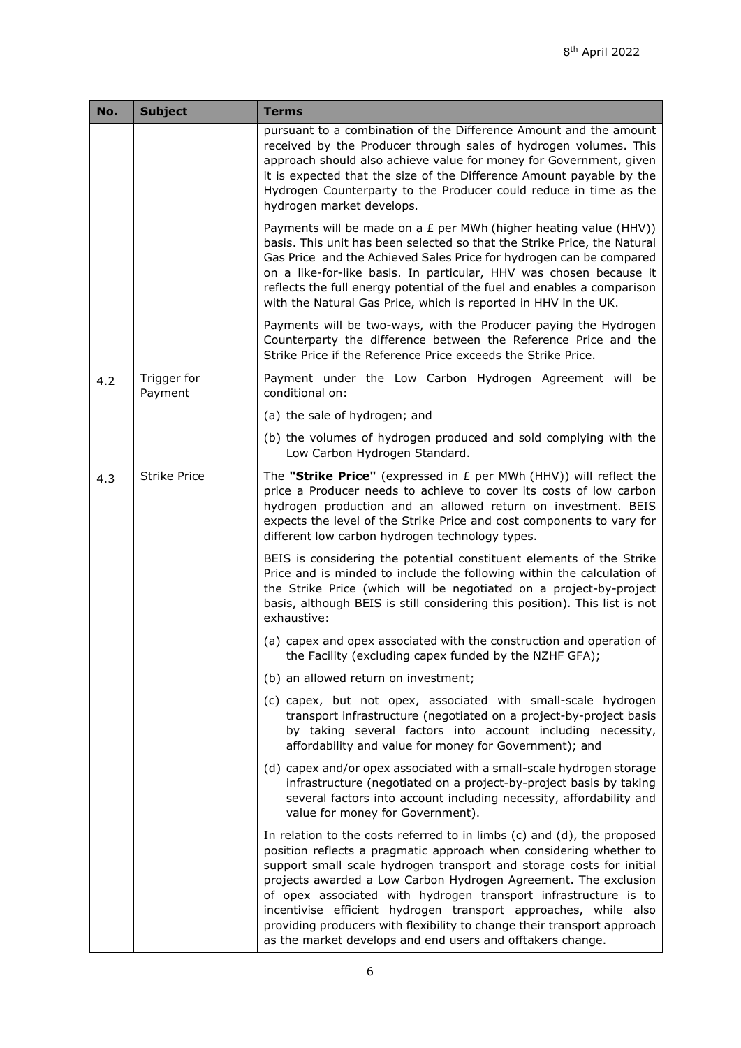| No. | Subject | Terms |
|---|---|---|
| | | pursuant to a combination of the Difference Amount and the amount received by the Producer through sales of hydrogen volumes. This approach should also achieve value for money for Government, given it is expected that the size of the Difference Amount payable by the Hydrogen Counterparty to the Producer could reduce in time as the hydrogen market develops. |
| | | Payments will be made on a £ per MWh (higher heating value (HHV)) basis. This unit has been selected so that the Strike Price, the Natural Gas Price and the Achieved Sales Price for hydrogen can be compared on a like-for-like basis. In particular, HHV was chosen because it reflects the full energy potential of the fuel and enables a comparison with the Natural Gas Price, which is reported in HHV in the UK. |
| | | Payments will be two-ways, with the Producer paying the Hydrogen Counterparty the difference between the Reference Price and the Strike Price if the Reference Price exceeds the Strike Price. |
| 4.2 | Trigger for Payment | Payment under the Low Carbon Hydrogen Agreement will be conditional on: |
| | | (a) the sale of hydrogen; and |
| | | (b) the volumes of hydrogen produced and sold complying with the Low Carbon Hydrogen Standard. |
| 4.3 | Strike Price | The **"Strike Price"** (expressed in £ per MWh (HHV)) will reflect the price a Producer needs to achieve to cover its costs of low carbon hydrogen production and an allowed return on investment. BEIS expects the level of the Strike Price and cost components to vary for different low carbon hydrogen technology types. |
| | | BEIS is considering the potential constituent elements of the Strike Price and is minded to include the following within the calculation of the Strike Price (which will be negotiated on a project-by-project basis, although BEIS is still considering this position). This list is not exhaustive: |
| | | (a) capex and opex associated with the construction and operation of the Facility (excluding capex funded by the NZHF GFA); |
| | | (b) an allowed return on investment; |
| | | (c) capex, but not opex, associated with small-scale hydrogen transport infrastructure (negotiated on a project-by-project basis by taking several factors into account including necessity, affordability and value for money for Government); and |
| | | (d) capex and/or opex associated with a small-scale hydrogen storage infrastructure (negotiated on a project-by-project basis by taking several factors into account including necessity, affordability and value for money for Government). |
| | | In relation to the costs referred to in limbs (c) and (d), the proposed position reflects a pragmatic approach when considering whether to support small scale hydrogen transport and storage costs for initial projects awarded a Low Carbon Hydrogen Agreement. The exclusion of opex associated with hydrogen transport infrastructure is to incentivise efficient hydrogen transport approaches, while also providing producers with flexibility to change their transport approach as the market develops and end users and offtakers change. |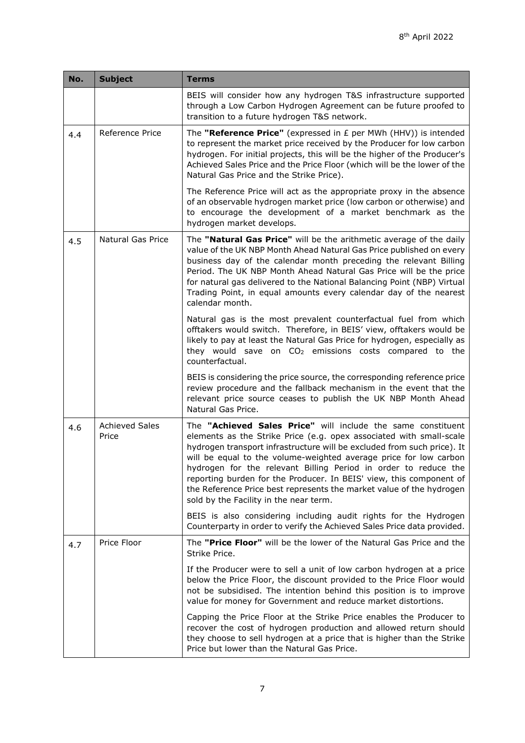| No. | Subject | Terms |
|---|---|---|
| | | BEIS will consider how any hydrogen T&S infrastructure supported through a Low Carbon Hydrogen Agreement can be future proofed to transition to a future hydrogen T&S network. |
| 4.4 | Reference Price | The **"Reference Price"** (expressed in £ per MWh (HHV)) is intended to represent the market price received by the Producer for low carbon hydrogen. For initial projects, this will be the higher of the Producer's Achieved Sales Price and the Price Floor (which will be the lower of the Natural Gas Price and the Strike Price).<br><br>The Reference Price will act as the appropriate proxy in the absence of an observable hydrogen market price (low carbon or otherwise) and to encourage the development of a market benchmark as the hydrogen market develops. |
| 4.5 | Natural Gas Price | The **"Natural Gas Price"** will be the arithmetic average of the daily value of the UK NBP Month Ahead Natural Gas Price published on every business day of the calendar month preceding the relevant Billing Period. The UK NBP Month Ahead Natural Gas Price will be the price for natural gas delivered to the National Balancing Point (NBP) Virtual Trading Point, in equal amounts every calendar day of the nearest calendar month.<br><br>Natural gas is the most prevalent counterfactual fuel from which offtakers would switch. Therefore, in BEIS' view, offtakers would be likely to pay at least the Natural Gas Price for hydrogen, especially as they would save on $CO_2$ emissions costs compared to the counterfactual.<br><br>BEIS is considering the price source, the corresponding reference price review procedure and the fallback mechanism in the event that the relevant price source ceases to publish the UK NBP Month Ahead Natural Gas Price. |
| 4.6 | Achieved Sales Price | The **"Achieved Sales Price"** will include the same constituent elements as the Strike Price (e.g. opex associated with small-scale hydrogen transport infrastructure will be excluded from such price). It will be equal to the volume-weighted average price for low carbon hydrogen for the relevant Billing Period in order to reduce the reporting burden for the Producer. In BEIS' view, this component of the Reference Price best represents the market value of the hydrogen sold by the Facility in the near term.<br><br>BEIS is also considering including audit rights for the Hydrogen Counterparty in order to verify the Achieved Sales Price data provided. |
| 4.7 | Price Floor | The **"Price Floor"** will be the lower of the Natural Gas Price and the Strike Price.<br><br>If the Producer were to sell a unit of low carbon hydrogen at a price below the Price Floor, the discount provided to the Price Floor would not be subsidised. The intention behind this position is to improve value for money for Government and reduce market distortions.<br><br>Capping the Price Floor at the Strike Price enables the Producer to recover the cost of hydrogen production and allowed return should they choose to sell hydrogen at a price that is higher than the Strike Price but lower than the Natural Gas Price. |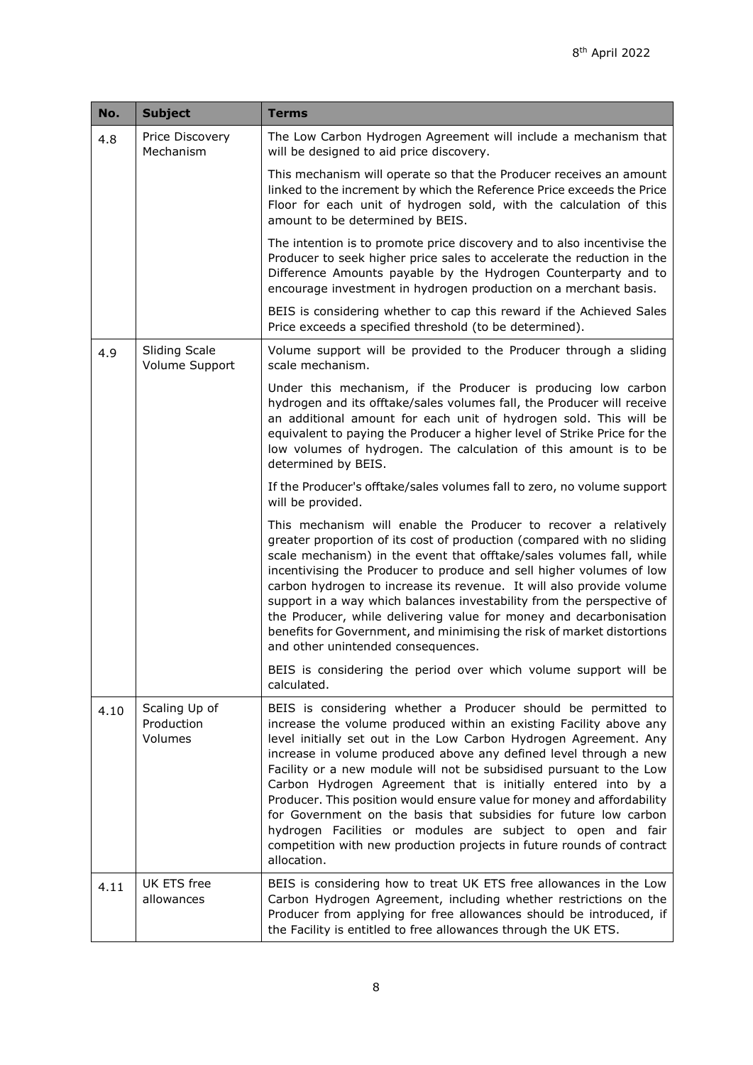| No. | Subject | Terms |
|---|---|---|
| 4.8 | Price Discovery Mechanism | The Low Carbon Hydrogen Agreement will include a mechanism that will be designed to aid price discovery.<br><br>This mechanism will operate so that the Producer receives an amount linked to the increment by which the Reference Price exceeds the Price Floor for each unit of hydrogen sold, with the calculation of this amount to be determined by BEIS.<br><br>The intention is to promote price discovery and to also incentivise the Producer to seek higher price sales to accelerate the reduction in the Difference Amounts payable by the Hydrogen Counterparty and to encourage investment in hydrogen production on a merchant basis.<br><br>BEIS is considering whether to cap this reward if the Achieved Sales Price exceeds a specified threshold (to be determined). |
| 4.9 | Sliding Scale Volume Support | Volume support will be provided to the Producer through a sliding scale mechanism.<br><br>Under this mechanism, if the Producer is producing low carbon hydrogen and its offtake/sales volumes fall, the Producer will receive an additional amount for each unit of hydrogen sold. This will be equivalent to paying the Producer a higher level of Strike Price for the low volumes of hydrogen. The calculation of this amount is to be determined by BEIS.<br><br>If the Producer's offtake/sales volumes fall to zero, no volume support will be provided.<br><br>This mechanism will enable the Producer to recover a relatively greater proportion of its cost of production (compared with no sliding scale mechanism) in the event that offtake/sales volumes fall, while incentivising the Producer to produce and sell higher volumes of low carbon hydrogen to increase its revenue. It will also provide volume support in a way which balances investability from the perspective of the Producer, while delivering value for money and decarbonisation benefits for Government, and minimising the risk of market distortions and other unintended consequences.<br><br>BEIS is considering the period over which volume support will be calculated. |
| 4.10 | Scaling Up of Production Volumes | BEIS is considering whether a Producer should be permitted to increase the volume produced within an existing Facility above any level initially set out in the Low Carbon Hydrogen Agreement. Any increase in volume produced above any defined level through a new Facility or a new module will not be subsidised pursuant to the Low Carbon Hydrogen Agreement that is initially entered into by a Producer. This position would ensure value for money and affordability for Government on the basis that subsidies for future low carbon hydrogen Facilities or modules are subject to open and fair competition with new production projects in future rounds of contract allocation. |
| 4.11 | UK ETS free allowances | BEIS is considering how to treat UK ETS free allowances in the Low Carbon Hydrogen Agreement, including whether restrictions on the Producer from applying for free allowances should be introduced, if the Facility is entitled to free allowances through the UK ETS. |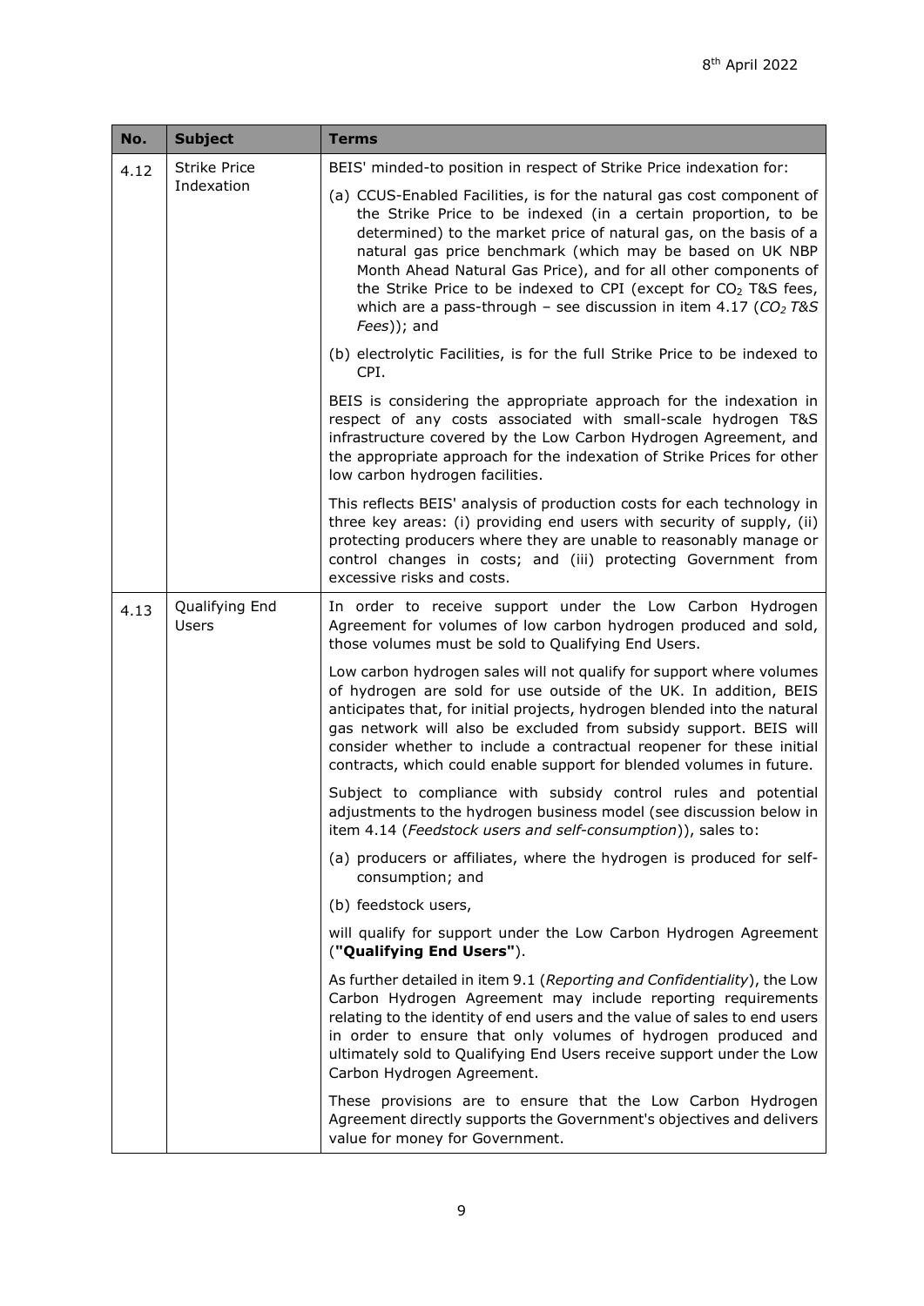| No. | Subject | Terms |
|---|---|---|
| 4.12 | Strike Price Indexation | BEIS' minded-to position in respect of Strike Price indexation for:<br><br>(a) CCUS-Enabled Facilities, is for the natural gas cost component of the Strike Price to be indexed (in a certain proportion, to be determined) to the market price of natural gas, on the basis of a natural gas price benchmark (which may be based on UK NBP Month Ahead Natural Gas Price), and for all other components of the Strike Price to be indexed to CPI (except for $CO_2$ T&S fees, which are a pass-through – see discussion in item 4.17 (*$CO_2$ T&S Fees*)); and<br><br>(b) electrolytic Facilities, is for the full Strike Price to be indexed to CPI.<br><br>BEIS is considering the appropriate approach for the indexation in respect of any costs associated with small-scale hydrogen T&S infrastructure covered by the Low Carbon Hydrogen Agreement, and the appropriate approach for the indexation of Strike Prices for other low carbon hydrogen facilities.<br><br>This reflects BEIS' analysis of production costs for each technology in three key areas: (i) providing end users with security of supply, (ii) protecting producers where they are unable to reasonably manage or control changes in costs; and (iii) protecting Government from excessive risks and costs. |
| 4.13 | Qualifying End Users | In order to receive support under the Low Carbon Hydrogen Agreement for volumes of low carbon hydrogen produced and sold, those volumes must be sold to Qualifying End Users.<br><br>Low carbon hydrogen sales will not qualify for support where volumes of hydrogen are sold for use outside of the UK. In addition, BEIS anticipates that, for initial projects, hydrogen blended into the natural gas network will also be excluded from subsidy support. BEIS will consider whether to include a contractual reopener for these initial contracts, which could enable support for blended volumes in future.<br><br>Subject to compliance with subsidy control rules and potential adjustments to the hydrogen business model (see discussion below in item 4.14 (*Feedstock users and self-consumption*)), sales to:<br><br>(a) producers or affiliates, where the hydrogen is produced for self-consumption; and<br><br>(b) feedstock users,<br><br>will qualify for support under the Low Carbon Hydrogen Agreement (**"Qualifying End Users"**).<br><br>As further detailed in item 9.1 (*Reporting and Confidentiality*), the Low Carbon Hydrogen Agreement may include reporting requirements relating to the identity of end users and the value of sales to end users in order to ensure that only volumes of hydrogen produced and ultimately sold to Qualifying End Users receive support under the Low Carbon Hydrogen Agreement.<br><br>These provisions are to ensure that the Low Carbon Hydrogen Agreement directly supports the Government's objectives and delivers value for money for Government. |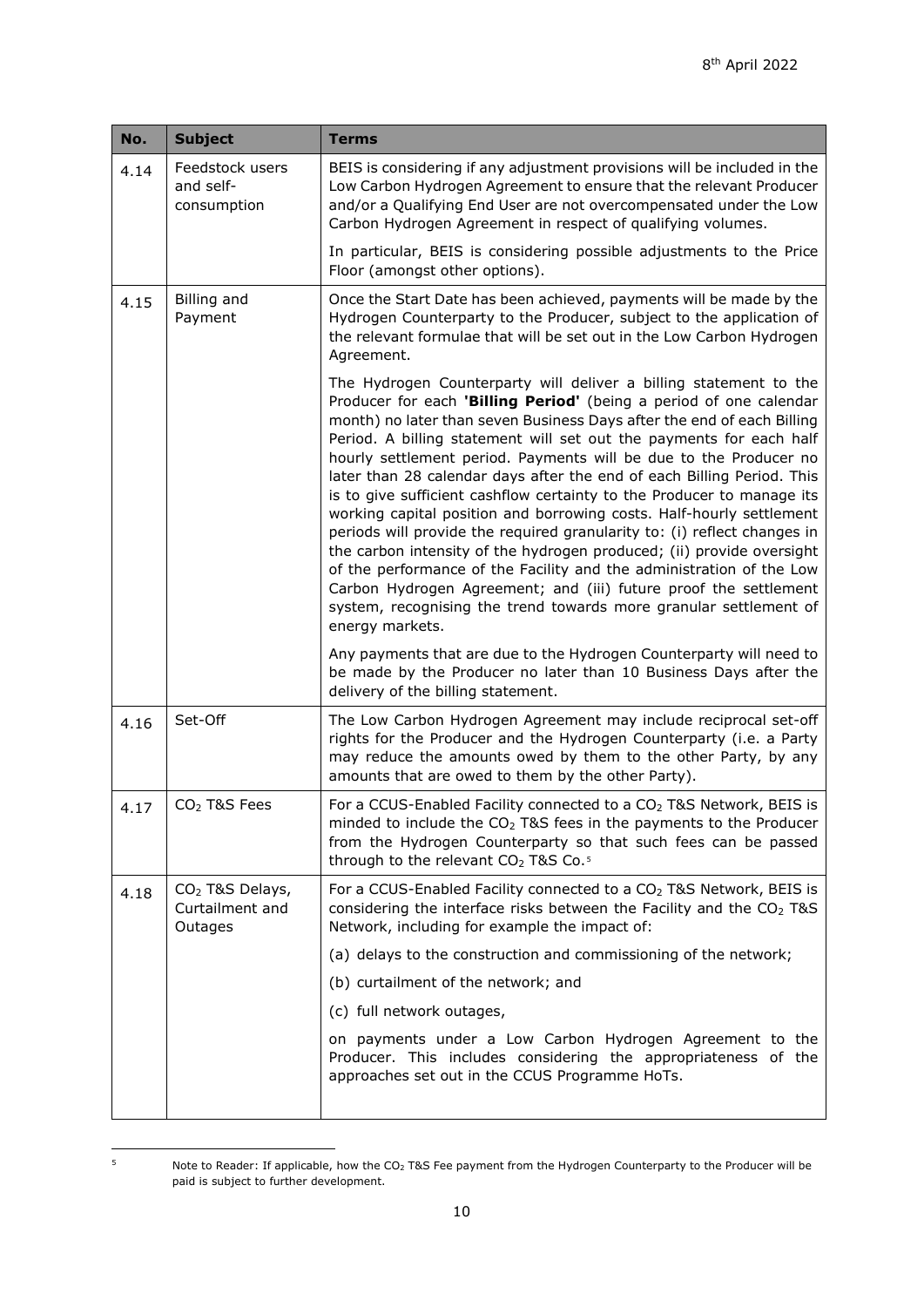| No. | Subject | Terms |
|---|---|---|
| 4.14 | Feedstock users and self-consumption | BEIS is considering if any adjustment provisions will be included in the Low Carbon Hydrogen Agreement to ensure that the relevant Producer and/or a Qualifying End User are not overcompensated under the Low Carbon Hydrogen Agreement in respect of qualifying volumes.<br><br>In particular, BEIS is considering possible adjustments to the Price Floor (amongst other options). |
| 4.15 | Billing and Payment | Once the Start Date has been achieved, payments will be made by the Hydrogen Counterparty to the Producer, subject to the application of the relevant formulae that will be set out in the Low Carbon Hydrogen Agreement.<br><br>The Hydrogen Counterparty will deliver a billing statement to the Producer for each **'Billing Period'** (being a period of one calendar month) no later than seven Business Days after the end of each Billing Period. A billing statement will set out the payments for each half hourly settlement period. Payments will be due to the Producer no later than 28 calendar days after the end of each Billing Period. This is to give sufficient cashflow certainty to the Producer to manage its working capital position and borrowing costs. Half-hourly settlement periods will provide the required granularity to: (i) reflect changes in the carbon intensity of the hydrogen produced; (ii) provide oversight of the performance of the Facility and the administration of the Low Carbon Hydrogen Agreement; and (iii) future proof the settlement system, recognising the trend towards more granular settlement of energy markets.<br><br>Any payments that are due to the Hydrogen Counterparty will need to be made by the Producer no later than 10 Business Days after the delivery of the billing statement. |
| 4.16 | Set-Off | The Low Carbon Hydrogen Agreement may include reciprocal set-off rights for the Producer and the Hydrogen Counterparty (i.e. a Party may reduce the amounts owed by them to the other Party, by any amounts that are owed to them by the other Party). |
| 4.17 | $CO_2$ T&S Fees | For a CCUS-Enabled Facility connected to a $CO_2$ T&S Network, BEIS is minded to include the $CO_2$ T&S fees in the payments to the Producer from the Hydrogen Counterparty so that such fees can be passed through to the relevant $CO_2$ T&S Co.[5] |
| 4.18 | $CO_2$ T&S Delays, Curtailment and Outages | For a CCUS-Enabled Facility connected to a $CO_2$ T&S Network, BEIS is considering the interface risks between the Facility and the $CO_2$ T&S Network, including for example the impact of:<br><br>(a) delays to the construction and commissioning of the network;<br><br>(b) curtailment of the network; and<br><br>(c) full network outages,<br><br>on payments under a Low Carbon Hydrogen Agreement to the Producer. This includes considering the appropriateness of the approaches set out in the CCUS Programme HoTs. |

[5] Note to Reader: If applicable, how the $CO_2$ T&S Fee payment from the Hydrogen Counterparty to the Producer will be paid is subject to further development.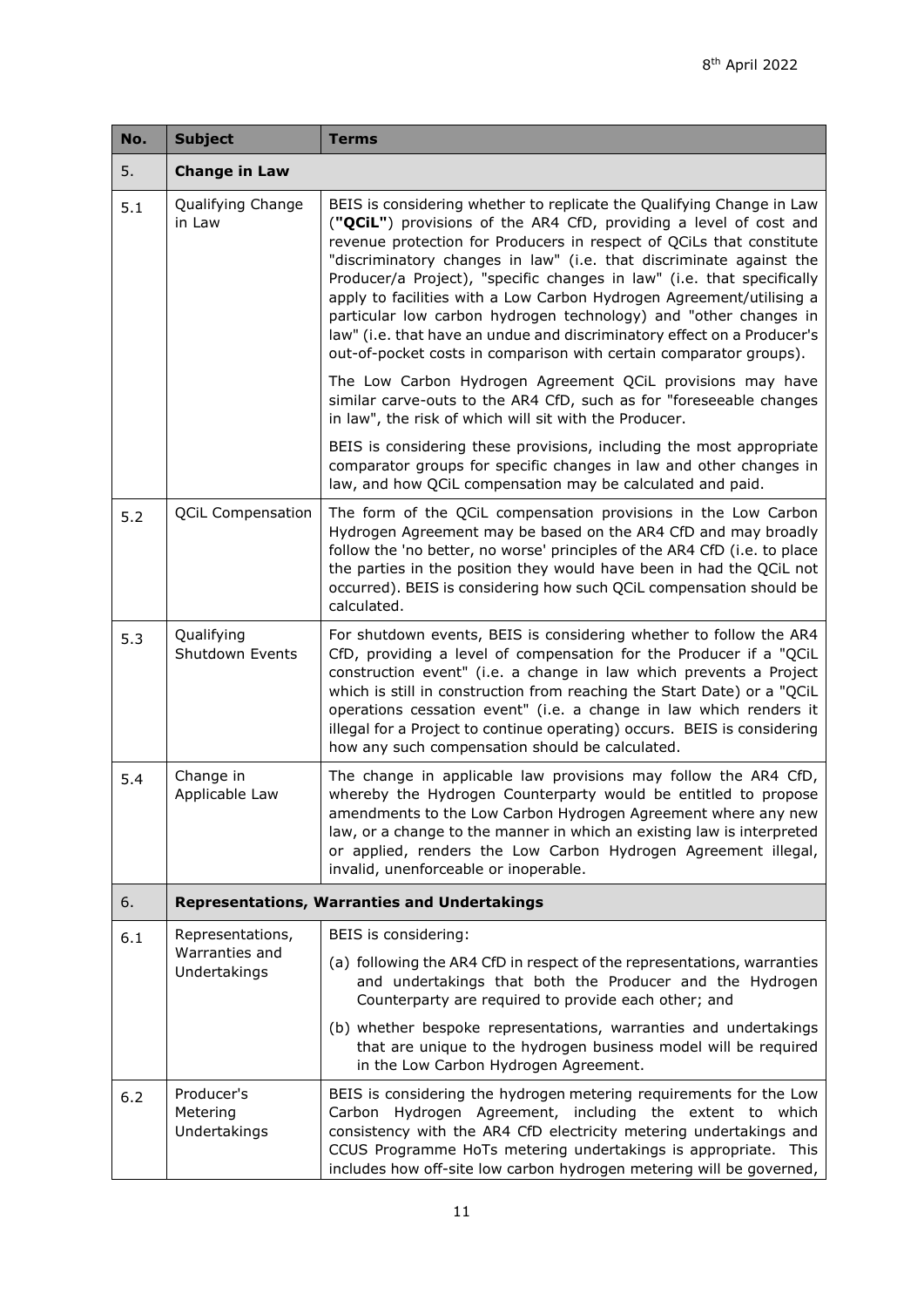| No. | Subject | Terms |
| --- | --- | --- |
| 5. | **Change in Law** | |
| 5.1 | Qualifying Change in Law | BEIS is considering whether to replicate the Qualifying Change in Law (**"QCiL"**) provisions of the AR4 CfD, providing a level of cost and revenue protection for Producers in respect of QCiLs that constitute "discriminatory changes in law" (i.e. that discriminate against the Producer/a Project), "specific changes in law" (i.e. that specifically apply to facilities with a Low Carbon Hydrogen Agreement/utilising a particular low carbon hydrogen technology) and "other changes in law" (i.e. that have an undue and discriminatory effect on a Producer's out-of-pocket costs in comparison with certain comparator groups).<br><br>The Low Carbon Hydrogen Agreement QCiL provisions may have similar carve-outs to the AR4 CfD, such as for "foreseeable changes in law", the risk of which will sit with the Producer.<br><br>BEIS is considering these provisions, including the most appropriate comparator groups for specific changes in law and other changes in law, and how QCiL compensation may be calculated and paid. |
| 5.2 | QCiL Compensation | The form of the QCiL compensation provisions in the Low Carbon Hydrogen Agreement may be based on the AR4 CfD and may broadly follow the 'no better, no worse' principles of the AR4 CfD (i.e. to place the parties in the position they would have been in had the QCiL not occurred). BEIS is considering how such QCiL compensation should be calculated. |
| 5.3 | Qualifying Shutdown Events | For shutdown events, BEIS is considering whether to follow the AR4 CfD, providing a level of compensation for the Producer if a "QCiL construction event" (i.e. a change in law which prevents a Project which is still in construction from reaching the Start Date) or a "QCiL operations cessation event" (i.e. a change in law which renders it illegal for a Project to continue operating) occurs. BEIS is considering how any such compensation should be calculated. |
| 5.4 | Change in Applicable Law | The change in applicable law provisions may follow the AR4 CfD, whereby the Hydrogen Counterparty would be entitled to propose amendments to the Low Carbon Hydrogen Agreement where any new law, or a change to the manner in which an existing law is interpreted or applied, renders the Low Carbon Hydrogen Agreement illegal, invalid, unenforceable or inoperable. |
| 6. | **Representations, Warranties and Undertakings** | |
| 6.1 | Representations, Warranties and Undertakings | BEIS is considering:<br><br>(a) following the AR4 CfD in respect of the representations, warranties and undertakings that both the Producer and the Hydrogen Counterparty are required to provide each other; and<br><br>(b) whether bespoke representations, warranties and undertakings that are unique to the hydrogen business model will be required in the Low Carbon Hydrogen Agreement. |
| 6.2 | Producer's Metering Undertakings | BEIS is considering the hydrogen metering requirements for the Low Carbon Hydrogen Agreement, including the extent to which consistency with the AR4 CfD electricity metering undertakings and CCUS Programme HoTs metering undertakings is appropriate. This includes how off-site low carbon hydrogen metering will be governed, |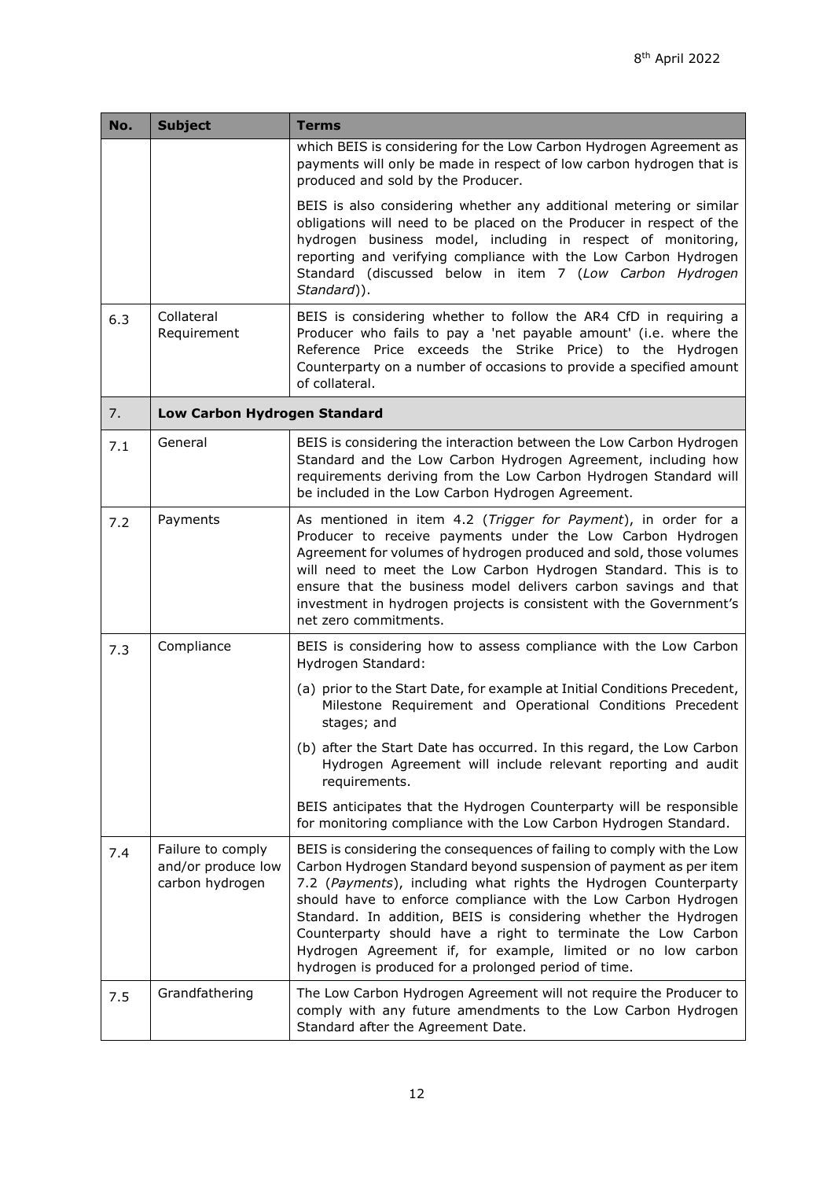| No. | Subject | Terms |
|---|---|---|
| | | which BEIS is considering for the Low Carbon Hydrogen Agreement as payments will only be made in respect of low carbon hydrogen that is produced and sold by the Producer.<br><br>BEIS is also considering whether any additional metering or similar obligations will need to be placed on the Producer in respect of the hydrogen business model, including in respect of monitoring, reporting and verifying compliance with the Low Carbon Hydrogen Standard (discussed below in item 7 (*Low Carbon Hydrogen Standard*)). |
| 6.3 | Collateral Requirement | BEIS is considering whether to follow the AR4 CfD in requiring a Producer who fails to pay a 'net payable amount' (i.e. where the Reference Price exceeds the Strike Price) to the Hydrogen Counterparty on a number of occasions to provide a specified amount of collateral. |
| 7. | **Low Carbon Hydrogen Standard** | |
| 7.1 | General | BEIS is considering the interaction between the Low Carbon Hydrogen Standard and the Low Carbon Hydrogen Agreement, including how requirements deriving from the Low Carbon Hydrogen Standard will be included in the Low Carbon Hydrogen Agreement. |
| 7.2 | Payments | As mentioned in item 4.2 (*Trigger for Payment*), in order for a Producer to receive payments under the Low Carbon Hydrogen Agreement for volumes of hydrogen produced and sold, those volumes will need to meet the Low Carbon Hydrogen Standard. This is to ensure that the business model delivers carbon savings and that investment in hydrogen projects is consistent with the Government's net zero commitments. |
| 7.3 | Compliance | BEIS is considering how to assess compliance with the Low Carbon Hydrogen Standard:<br><br>(a) prior to the Start Date, for example at Initial Conditions Precedent, Milestone Requirement and Operational Conditions Precedent stages; and<br><br>(b) after the Start Date has occurred. In this regard, the Low Carbon Hydrogen Agreement will include relevant reporting and audit requirements.<br><br>BEIS anticipates that the Hydrogen Counterparty will be responsible for monitoring compliance with the Low Carbon Hydrogen Standard. |
| 7.4 | Failure to comply and/or produce low carbon hydrogen | BEIS is considering the consequences of failing to comply with the Low Carbon Hydrogen Standard beyond suspension of payment as per item 7.2 (*Payments*), including what rights the Hydrogen Counterparty should have to enforce compliance with the Low Carbon Hydrogen Standard. In addition, BEIS is considering whether the Hydrogen Counterparty should have a right to terminate the Low Carbon Hydrogen Agreement if, for example, limited or no low carbon hydrogen is produced for a prolonged period of time. |
| 7.5 | Grandfathering | The Low Carbon Hydrogen Agreement will not require the Producer to comply with any future amendments to the Low Carbon Hydrogen Standard after the Agreement Date. |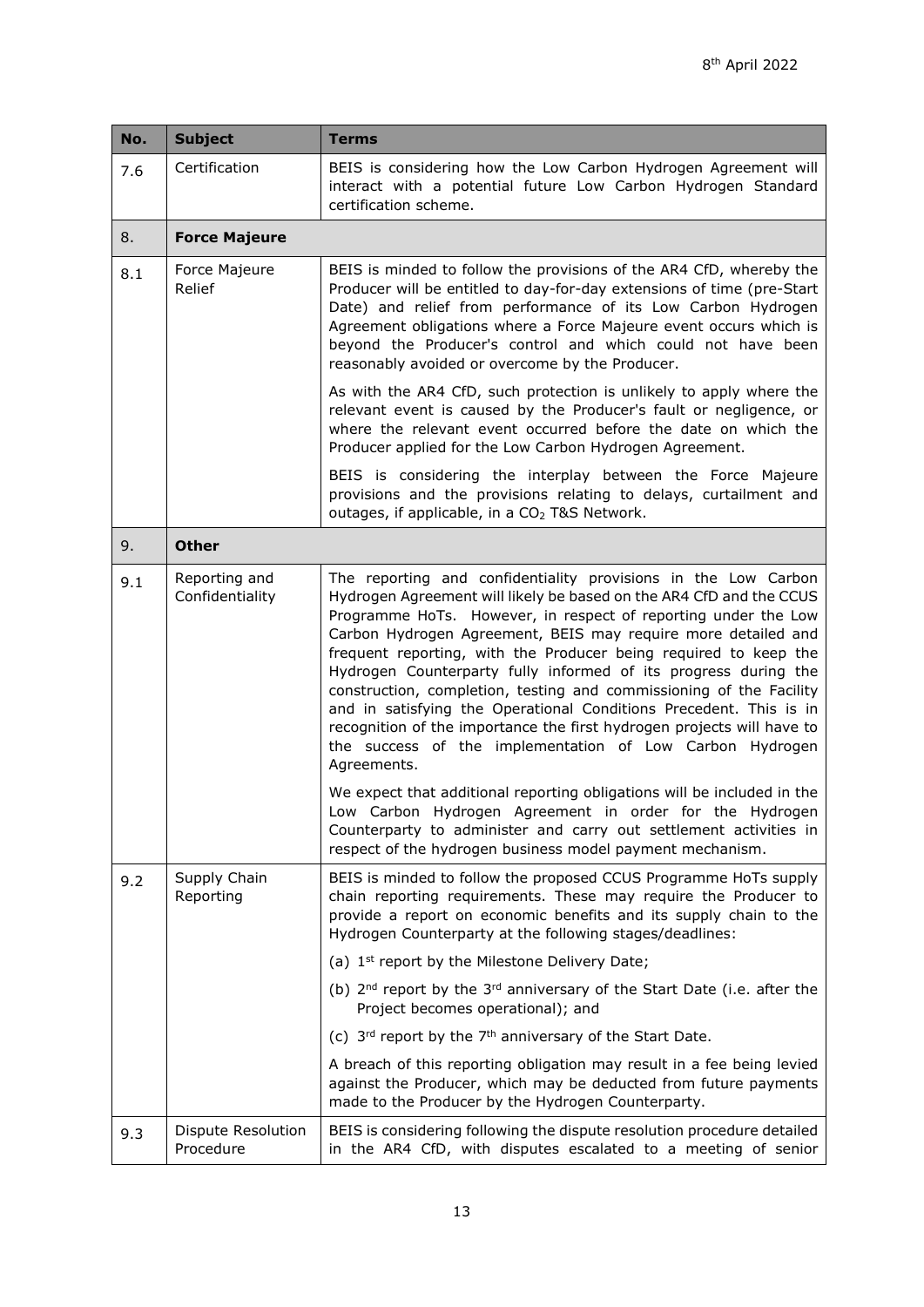| No. | Subject | Terms |
|---|---|---|
| 7.6 | Certification | BEIS is considering how the Low Carbon Hydrogen Agreement will interact with a potential future Low Carbon Hydrogen Standard certification scheme. |
| 8. | **Force Majeure** | |
| 8.1 | Force Majeure Relief | BEIS is minded to follow the provisions of the AR4 CfD, whereby the Producer will be entitled to day-for-day extensions of time (pre-Start Date) and relief from performance of its Low Carbon Hydrogen Agreement obligations where a Force Majeure event occurs which is beyond the Producer's control and which could not have been reasonably avoided or overcome by the Producer.<br><br>As with the AR4 CfD, such protection is unlikely to apply where the relevant event is caused by the Producer's fault or negligence, or where the relevant event occurred before the date on which the Producer applied for the Low Carbon Hydrogen Agreement.<br><br>BEIS is considering the interplay between the Force Majeure provisions and the provisions relating to delays, curtailment and outages, if applicable, in a $CO_2$ T&S Network. |
| 9. | **Other** | |
| 9.1 | Reporting and Confidentiality | The reporting and confidentiality provisions in the Low Carbon Hydrogen Agreement will likely be based on the AR4 CfD and the CCUS Programme HoTs. However, in respect of reporting under the Low Carbon Hydrogen Agreement, BEIS may require more detailed and frequent reporting, with the Producer being required to keep the Hydrogen Counterparty fully informed of its progress during the construction, completion, testing and commissioning of the Facility and in satisfying the Operational Conditions Precedent. This is in recognition of the importance the first hydrogen projects will have to the success of the implementation of Low Carbon Hydrogen Agreements.<br><br>We expect that additional reporting obligations will be included in the Low Carbon Hydrogen Agreement in order for the Hydrogen Counterparty to administer and carry out settlement activities in respect of the hydrogen business model payment mechanism. |
| 9.2 | Supply Chain Reporting | BEIS is minded to follow the proposed CCUS Programme HoTs supply chain reporting requirements. These may require the Producer to provide a report on economic benefits and its supply chain to the Hydrogen Counterparty at the following stages/deadlines:<br><br>(a) 1st report by the Milestone Delivery Date;<br><br>(b) 2nd report by the 3rd anniversary of the Start Date (i.e. after the Project becomes operational); and<br><br>(c) 3rd report by the 7th anniversary of the Start Date.<br><br>A breach of this reporting obligation may result in a fee being levied against the Producer, which may be deducted from future payments made to the Producer by the Hydrogen Counterparty. |
| 9.3 | Dispute Resolution Procedure | BEIS is considering following the dispute resolution procedure detailed in the AR4 CfD, with disputes escalated to a meeting of senior |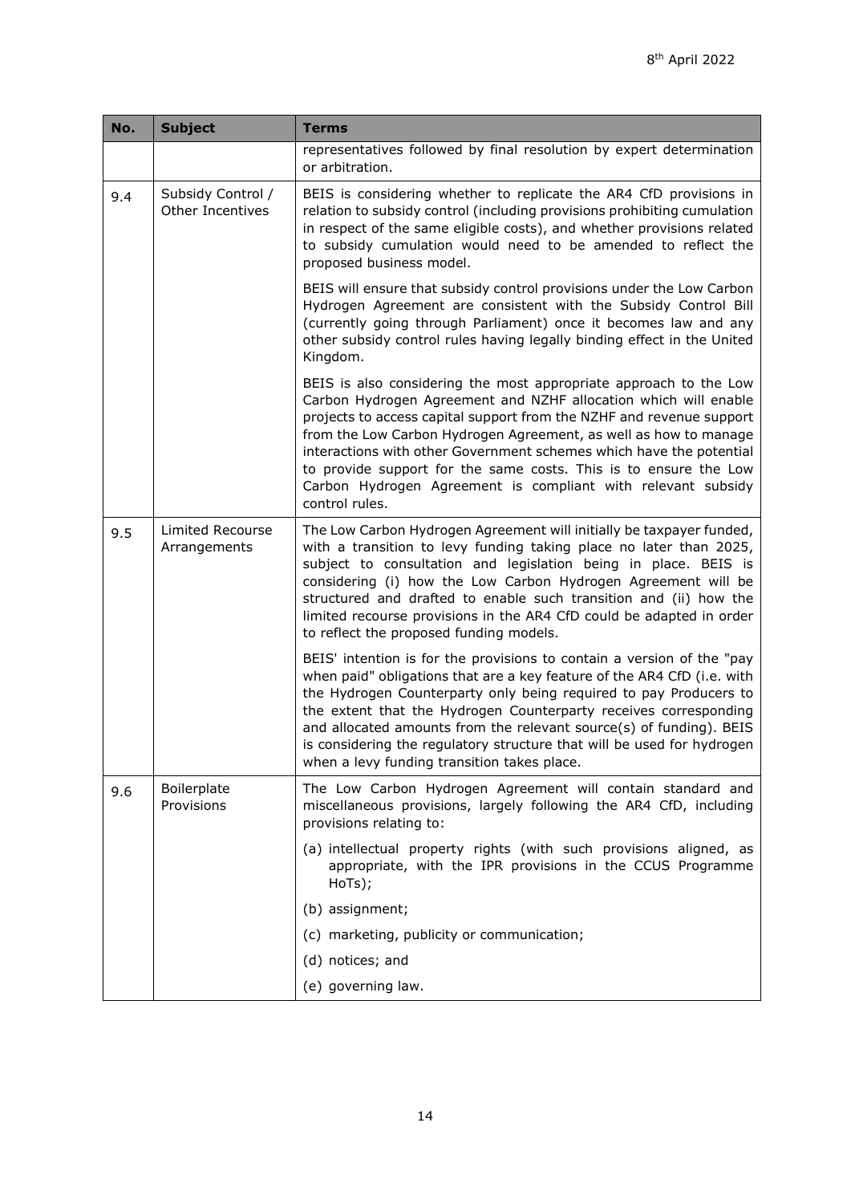| No. | Subject | Terms |
|---|---|---|
| | | representatives followed by final resolution by expert determination or arbitration. |
| 9.4 | Subsidy Control / Other Incentives | BEIS is considering whether to replicate the AR4 CfD provisions in relation to subsidy control (including provisions prohibiting cumulation in respect of the same eligible costs), and whether provisions related to subsidy cumulation would need to be amended to reflect the proposed business model.<br><br>BEIS will ensure that subsidy control provisions under the Low Carbon Hydrogen Agreement are consistent with the Subsidy Control Bill (currently going through Parliament) once it becomes law and any other subsidy control rules having legally binding effect in the United Kingdom.<br><br>BEIS is also considering the most appropriate approach to the Low Carbon Hydrogen Agreement and NZHF allocation which will enable projects to access capital support from the NZHF and revenue support from the Low Carbon Hydrogen Agreement, as well as how to manage interactions with other Government schemes which have the potential to provide support for the same costs. This is to ensure the Low Carbon Hydrogen Agreement is compliant with relevant subsidy control rules. |
| 9.5 | Limited Recourse Arrangements | The Low Carbon Hydrogen Agreement will initially be taxpayer funded, with a transition to levy funding taking place no later than 2025, subject to consultation and legislation being in place. BEIS is considering (i) how the Low Carbon Hydrogen Agreement will be structured and drafted to enable such transition and (ii) how the limited recourse provisions in the AR4 CfD could be adapted in order to reflect the proposed funding models.<br><br>BEIS' intention is for the provisions to contain a version of the "pay when paid" obligations that are a key feature of the AR4 CfD (i.e. with the Hydrogen Counterparty only being required to pay Producers to the extent that the Hydrogen Counterparty receives corresponding and allocated amounts from the relevant source(s) of funding). BEIS is considering the regulatory structure that will be used for hydrogen when a levy funding transition takes place. |
| 9.6 | Boilerplate Provisions | The Low Carbon Hydrogen Agreement will contain standard and miscellaneous provisions, largely following the AR4 CfD, including provisions relating to:<br><br>(a) intellectual property rights (with such provisions aligned, as appropriate, with the IPR provisions in the CCUS Programme HoTs);<br><br>(b) assignment;<br><br>(c) marketing, publicity or communication;<br><br>(d) notices; and<br><br>(e) governing law. |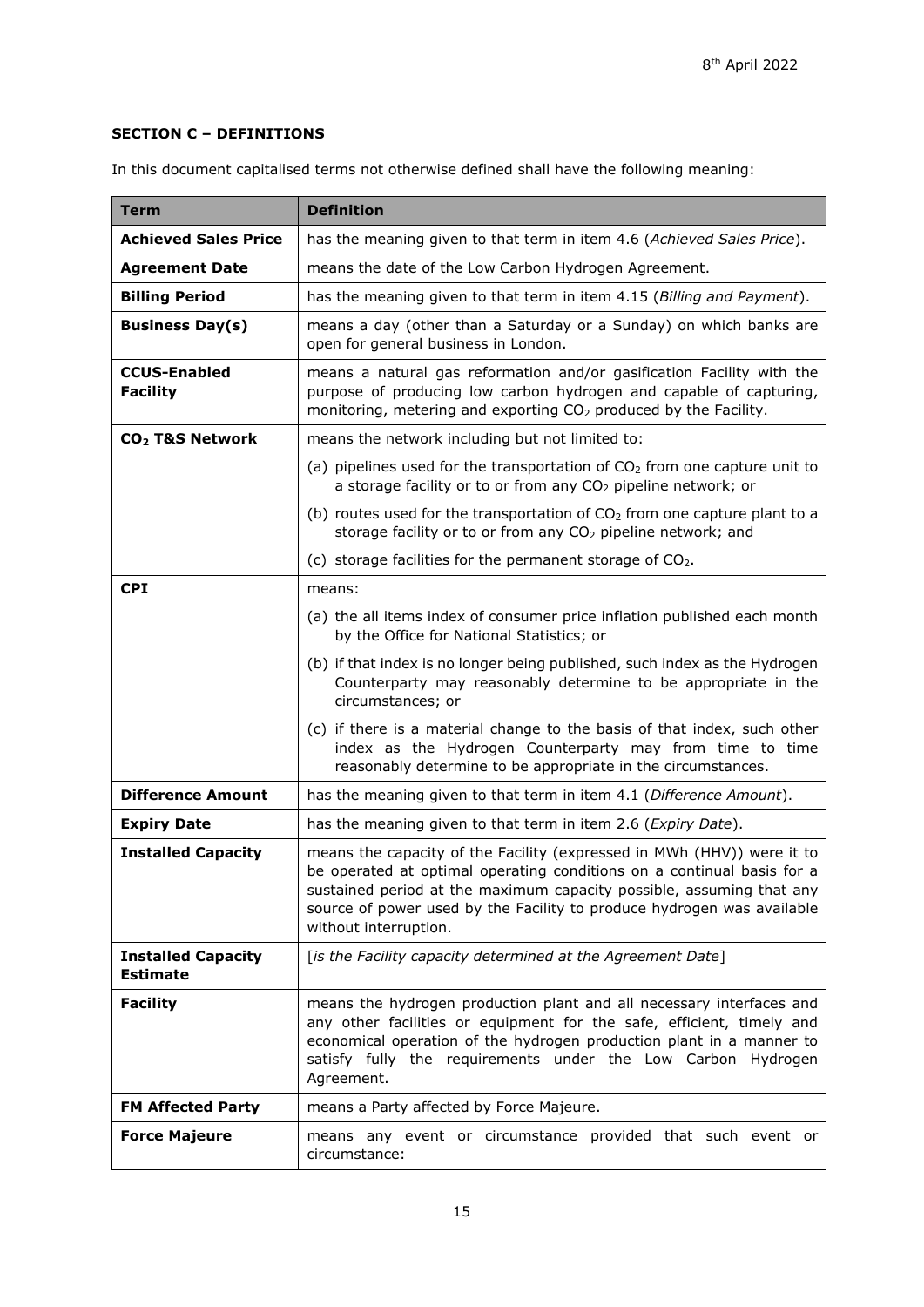## SECTION C – DEFINITIONS

In this document capitalised terms not otherwise defined shall have the following meaning:

| Term | Definition |
|---|---|
| **Achieved Sales Price** | has the meaning given to that term in item 4.6 (*Achieved Sales Price*). |
| **Agreement Date** | means the date of the Low Carbon Hydrogen Agreement. |
| **Billing Period** | has the meaning given to that term in item 4.15 (*Billing and Payment*). |
| **Business Day(s)** | means a day (other than a Saturday or a Sunday) on which banks are open for general business in London. |
| **CCUS-Enabled Facility** | means a natural gas reformation and/or gasification Facility with the purpose of producing low carbon hydrogen and capable of capturing, monitoring, metering and exporting $CO_2$ produced by the Facility. |
| **$CO_2$ T&S Network** | means the network including but not limited to:<br>(a) pipelines used for the transportation of $CO_2$ from one capture unit to a storage facility or to or from any $CO_2$ pipeline network; or<br>(b) routes used for the transportation of $CO_2$ from one capture plant to a storage facility or to or from any $CO_2$ pipeline network; and<br>(c) storage facilities for the permanent storage of $CO_2$. |
| **CPI** | means:<br>(a) the all items index of consumer price inflation published each month by the Office for National Statistics; or<br>(b) if that index is no longer being published, such index as the Hydrogen Counterparty may reasonably determine to be appropriate in the circumstances; or<br>(c) if there is a material change to the basis of that index, such other index as the Hydrogen Counterparty may from time to time reasonably determine to be appropriate in the circumstances. |
| **Difference Amount** | has the meaning given to that term in item 4.1 (*Difference Amount*). |
| **Expiry Date** | has the meaning given to that term in item 2.6 (*Expiry Date*). |
| **Installed Capacity** | means the capacity of the Facility (expressed in MWh (HHV)) were it to be operated at optimal operating conditions on a continual basis for a sustained period at the maximum capacity possible, assuming that any source of power used by the Facility to produce hydrogen was available without interruption. |
| **Installed Capacity Estimate** | [*is the Facility capacity determined at the Agreement Date*] |
| **Facility** | means the hydrogen production plant and all necessary interfaces and any other facilities or equipment for the safe, efficient, timely and economical operation of the hydrogen production plant in a manner to satisfy fully the requirements under the Low Carbon Hydrogen Agreement. |
| **FM Affected Party** | means a Party affected by Force Majeure. |
| **Force Majeure** | means any event or circumstance provided that such event or circumstance: |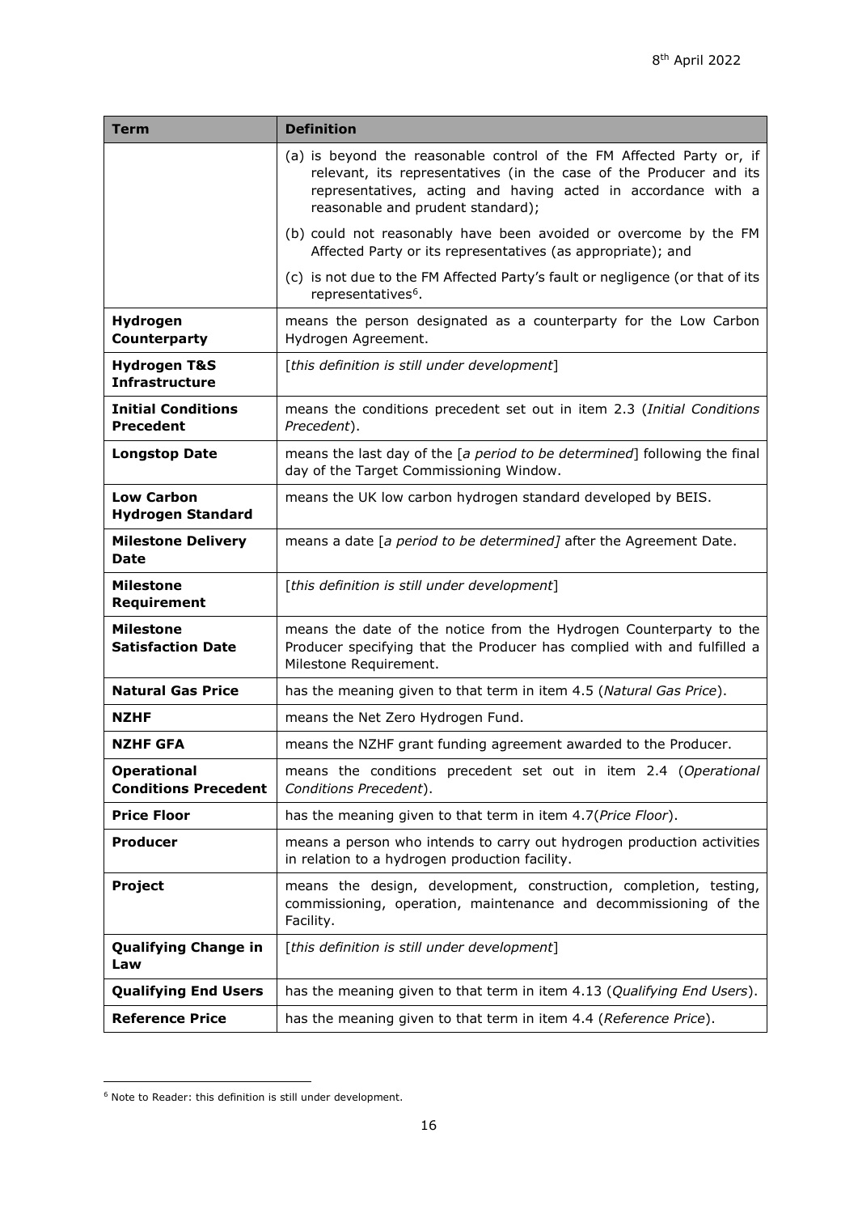| Term | Definition |
| --- | --- |
| | (a) is beyond the reasonable control of the FM Affected Party or, if relevant, its representatives (in the case of the Producer and its representatives, acting and having acted in accordance with a reasonable and prudent standard);<br>(b) could not reasonably have been avoided or overcome by the FM Affected Party or its representatives (as appropriate); and<br>(c) is not due to the FM Affected Party's fault or negligence (or that of its representatives[6]. |
| **Hydrogen Counterparty** | means the person designated as a counterparty for the Low Carbon Hydrogen Agreement. |
| **Hydrogen T&S Infrastructure** | [*this definition is still under development*] |
| **Initial Conditions Precedent** | means the conditions precedent set out in item 2.3 (*Initial Conditions Precedent*). |
| **Longstop Date** | means the last day of the [*a period to be determined*] following the final day of the Target Commissioning Window. |
| **Low Carbon Hydrogen Standard** | means the UK low carbon hydrogen standard developed by BEIS. |
| **Milestone Delivery Date** | means a date [*a period to be determined]* after the Agreement Date. |
| **Milestone Requirement** | [*this definition is still under development*] |
| **Milestone Satisfaction Date** | means the date of the notice from the Hydrogen Counterparty to the Producer specifying that the Producer has complied with and fulfilled a Milestone Requirement. |
| **Natural Gas Price** | has the meaning given to that term in item 4.5 (*Natural Gas Price*). |
| **NZHF** | means the Net Zero Hydrogen Fund. |
| **NZHF GFA** | means the NZHF grant funding agreement awarded to the Producer. |
| **Operational Conditions Precedent** | means the conditions precedent set out in item 2.4 (*Operational Conditions Precedent*). |
| **Price Floor** | has the meaning given to that term in item 4.7(*Price Floor*). |
| **Producer** | means a person who intends to carry out hydrogen production activities in relation to a hydrogen production facility. |
| **Project** | means the design, development, construction, completion, testing, commissioning, operation, maintenance and decommissioning of the Facility. |
| **Qualifying Change in Law** | [*this definition is still under development*] |
| **Qualifying End Users** | has the meaning given to that term in item 4.13 (*Qualifying End Users*). |
| **Reference Price** | has the meaning given to that term in item 4.4 (*Reference Price*). |

[6] Note to Reader: this definition is still under development.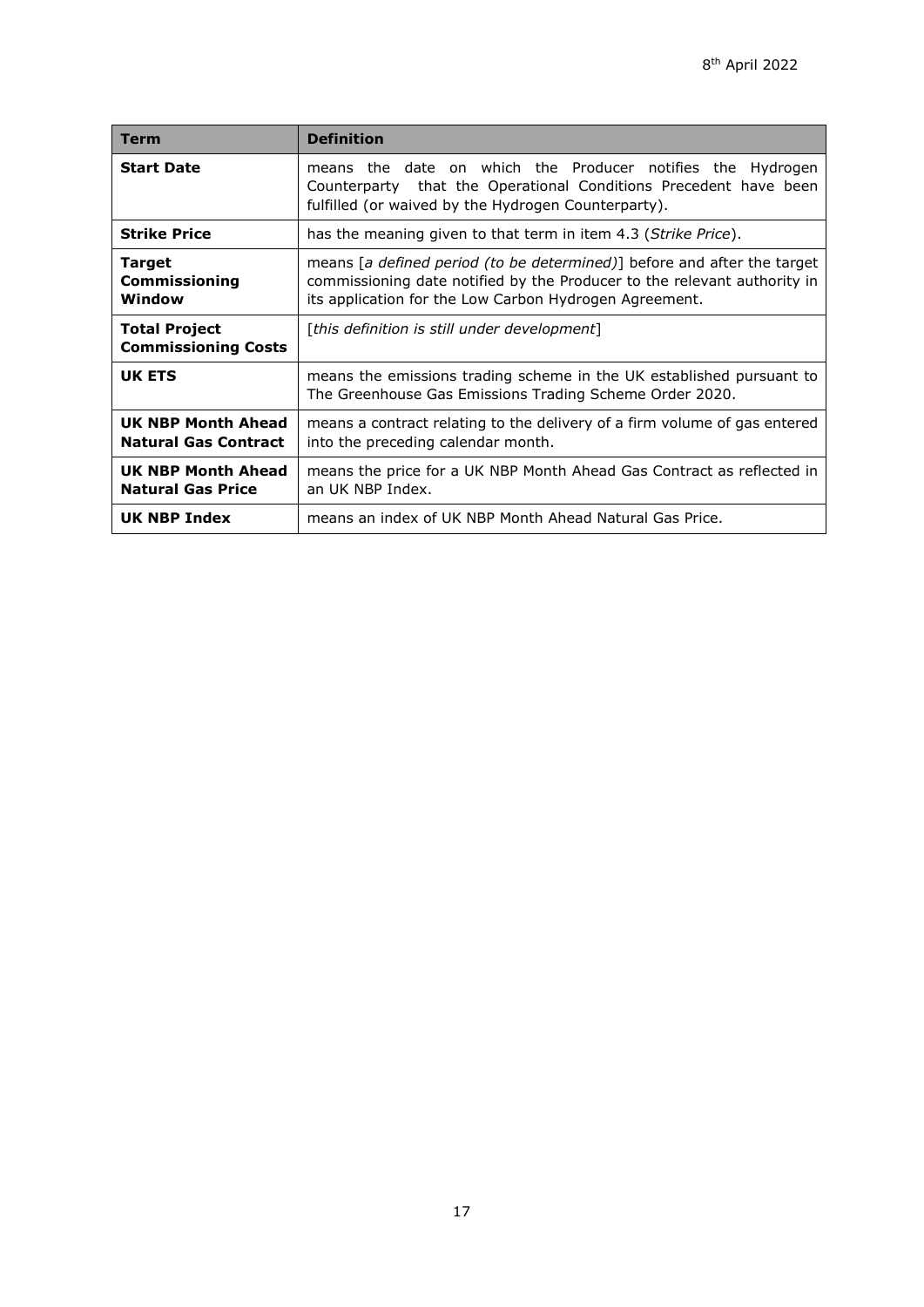| Term | Definition |
|---|---|
| **Start Date** | means the date on which the Producer notifies the Hydrogen Counterparty that the Operational Conditions Precedent have been fulfilled (or waived by the Hydrogen Counterparty). |
| **Strike Price** | has the meaning given to that term in item 4.3 (*Strike Price*). |
| **Target Commissioning Window** | means [*a defined period (to be determined)*] before and after the target commissioning date notified by the Producer to the relevant authority in its application for the Low Carbon Hydrogen Agreement. |
| **Total Project Commissioning Costs** | [*this definition is still under development*] |
| **UK ETS** | means the emissions trading scheme in the UK established pursuant to The Greenhouse Gas Emissions Trading Scheme Order 2020. |
| **UK NBP Month Ahead Natural Gas Contract** | means a contract relating to the delivery of a firm volume of gas entered into the preceding calendar month. |
| **UK NBP Month Ahead Natural Gas Price** | means the price for a UK NBP Month Ahead Gas Contract as reflected in an UK NBP Index. |
| **UK NBP Index** | means an index of UK NBP Month Ahead Natural Gas Price. |